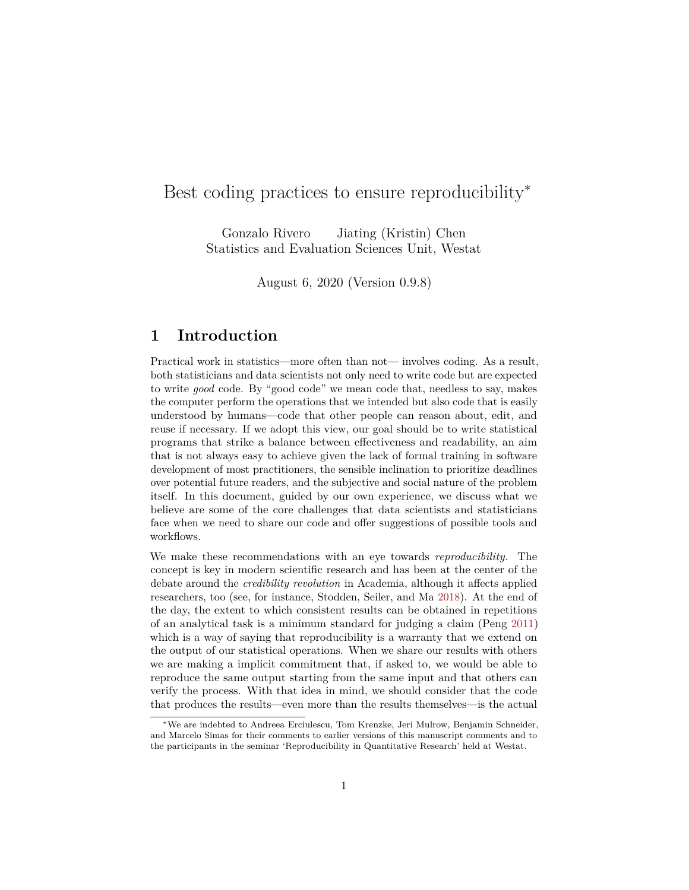# Best coding practices to ensure reproducibility[*]

Gonzalo Rivero  Jiating (Kristin) Chen
Statistics and Evaluation Sciences Unit, Westat

August 6, 2020 (Version 0.9.8)

## 1 Introduction

Practical work in statistics—more often than not— involves coding. As a result, both statisticians and data scientists not only need to write code but are expected to write *good* code. By "good code" we mean code that, needless to say, makes the computer perform the operations that we intended but also code that is easily understood by humans—code that other people can reason about, edit, and reuse if necessary. If we adopt this view, our goal should be to write statistical programs that strike a balance between effectiveness and readability, an aim that is not always easy to achieve given the lack of formal training in software development of most practitioners, the sensible inclination to prioritize deadlines over potential future readers, and the subjective and social nature of the problem itself. In this document, guided by our own experience, we discuss what we believe are some of the core challenges that data scientists and statisticians face when we need to share our code and offer suggestions of possible tools and workflows.

We make these recommendations with an eye towards *reproducibility.* The concept is key in modern scientific research and has been at the center of the debate around the *credibility revolution* in Academia, although it affects applied researchers, too (see, for instance, Stodden, Seiler, and Ma 2018). At the end of the day, the extent to which consistent results can be obtained in repetitions of an analytical task is a minimum standard for judging a claim (Peng 2011) which is a way of saying that reproducibility is a warranty that we extend on the output of our statistical operations. When we share our results with others we are making a implicit commitment that, if asked to, we would be able to reproduce the same output starting from the same input and that others can verify the process. With that idea in mind, we should consider that the code that produces the results—even more than the results themselves—is the actual

[*] We are indebted to Andreea Erciulescu, Tom Krenzke, Jeri Mulrow, Benjamin Schneider, and Marcelo Simas for their comments to earlier versions of this manuscript comments and to the participants in the seminar 'Reproducibility in Quantitative Research' held at Westat.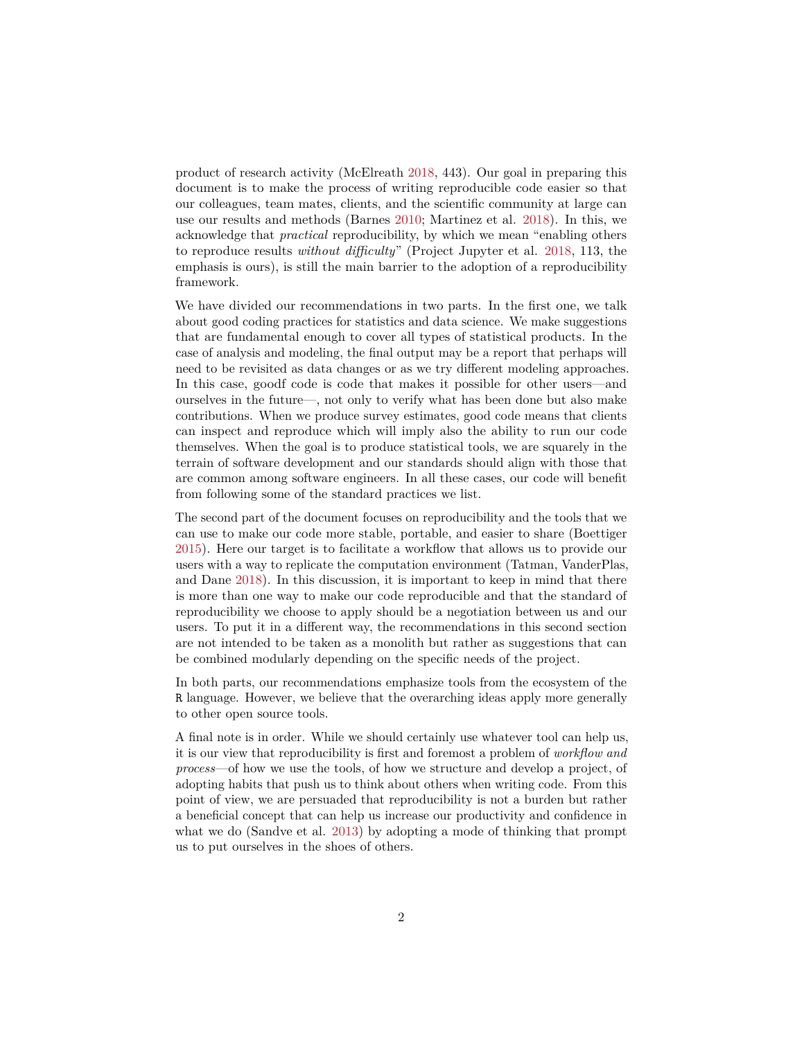product of research activity (McElreath 2018, 443). Our goal in preparing this document is to make the process of writing reproducible code easier so that our colleagues, team mates, clients, and the scientific community at large can use our results and methods (Barnes 2010; Martinez et al. 2018). In this, we acknowledge that *practical* reproducibility, by which we mean "enabling others to reproduce results *without difficulty*" (Project Jupyter et al. 2018, 113, the emphasis is ours), is still the main barrier to the adoption of a reproducibility framework.

We have divided our recommendations in two parts. In the first one, we talk about good coding practices for statistics and data science. We make suggestions that are fundamental enough to cover all types of statistical products. In the case of analysis and modeling, the final output may be a report that perhaps will need to be revisited as data changes or as we try different modeling approaches. In this case, goodf code is code that makes it possible for other users—and ourselves in the future—, not only to verify what has been done but also make contributions. When we produce survey estimates, good code means that clients can inspect and reproduce which will imply also the ability to run our code themselves. When the goal is to produce statistical tools, we are squarely in the terrain of software development and our standards should align with those that are common among software engineers. In all these cases, our code will benefit from following some of the standard practices we list.

The second part of the document focuses on reproducibility and the tools that we can use to make our code more stable, portable, and easier to share (Boettiger 2015). Here our target is to facilitate a workflow that allows us to provide our users with a way to replicate the computation environment (Tatman, VanderPlas, and Dane 2018). In this discussion, it is important to keep in mind that there is more than one way to make our code reproducible and that the standard of reproducibility we choose to apply should be a negotiation between us and our users. To put it in a different way, the recommendations in this second section are not intended to be taken as a monolith but rather as suggestions that can be combined modularly depending on the specific needs of the project.

In both parts, our recommendations emphasize tools from the ecosystem of the `R` language. However, we believe that the overarching ideas apply more generally to other open source tools.

A final note is in order. While we should certainly use whatever tool can help us, it is our view that reproducibility is first and foremost a problem of *workflow and process*—of how we use the tools, of how we structure and develop a project, of adopting habits that push us to think about others when writing code. From this point of view, we are persuaded that reproducibility is not a burden but rather a beneficial concept that can help us increase our productivity and confidence in what we do (Sandve et al. 2013) by adopting a mode of thinking that prompt us to put ourselves in the shoes of others.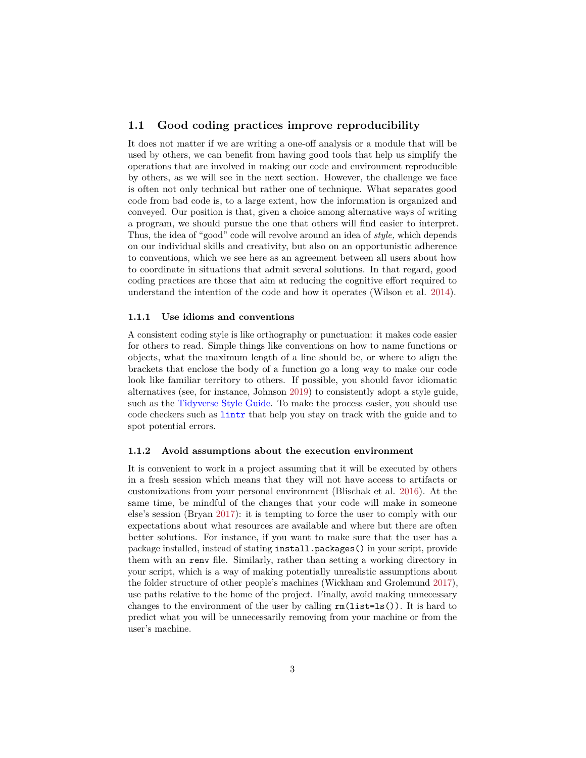## 1.1 Good coding practices improve reproducibility

It does not matter if we are writing a one-off analysis or a module that will be used by others, we can benefit from having good tools that help us simplify the operations that are involved in making our code and environment reproducible by others, as we will see in the next section. However, the challenge we face is often not only technical but rather one of technique. What separates good code from bad code is, to a large extent, how the information is organized and conveyed. Our position is that, given a choice among alternative ways of writing a program, we should pursue the one that others will find easier to interpret. Thus, the idea of "good" code will revolve around an idea of *style,* which depends on our individual skills and creativity, but also on an opportunistic adherence to conventions, which we see here as an agreement between all users about how to coordinate in situations that admit several solutions. In that regard, good coding practices are those that aim at reducing the cognitive effort required to understand the intention of the code and how it operates (Wilson et al. 2014).

### 1.1.1 Use idioms and conventions

A consistent coding style is like orthography or punctuation: it makes code easier for others to read. Simple things like conventions on how to name functions or objects, what the maximum length of a line should be, or where to align the brackets that enclose the body of a function go a long way to make our code look like familiar territory to others. If possible, you should favor idiomatic alternatives (see, for instance, Johnson 2019) to consistently adopt a style guide, such as the Tidyverse Style Guide. To make the process easier, you should use code checkers such as `lintr` that help you stay on track with the guide and to spot potential errors.

### 1.1.2 Avoid assumptions about the execution environment

It is convenient to work in a project assuming that it will be executed by others in a fresh session which means that they will not have access to artifacts or customizations from your personal environment (Blischak et al. 2016). At the same time, be mindful of the changes that your code will make in someone else's session (Bryan 2017): it is tempting to force the user to comply with our expectations about what resources are available and where but there are often better solutions. For instance, if you want to make sure that the user has a package installed, instead of stating `install.packages()` in your script, provide them with an `renv` file. Similarly, rather than setting a working directory in your script, which is a way of making potentially unrealistic assumptions about the folder structure of other people's machines (Wickham and Grolemund 2017), use paths relative to the home of the project. Finally, avoid making unnecessary changes to the environment of the user by calling `rm(list=ls())`. It is hard to predict what you will be unnecessarily removing from your machine or from the user's machine.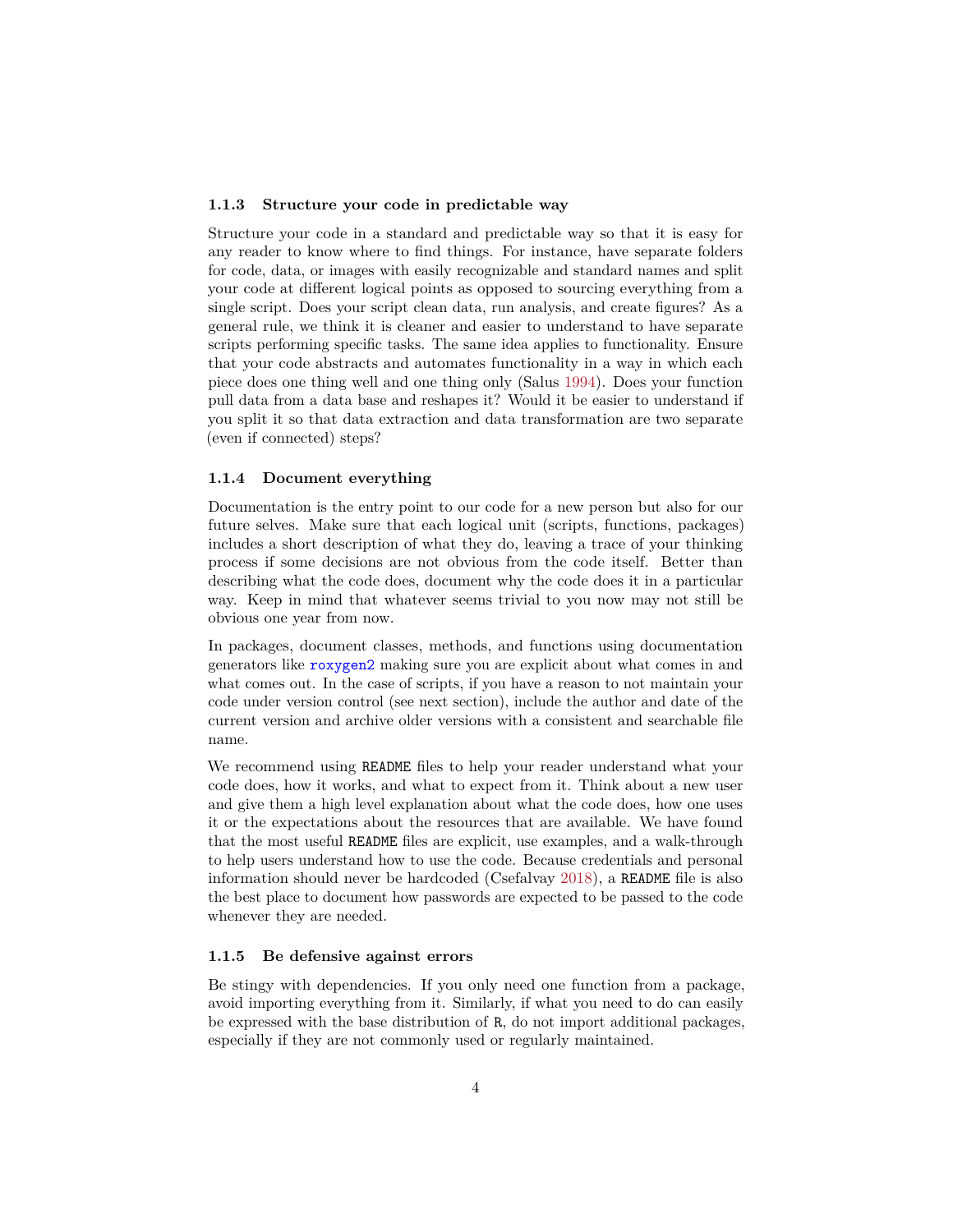### 1.1.3 Structure your code in predictable way

Structure your code in a standard and predictable way so that it is easy for any reader to know where to find things. For instance, have separate folders for code, data, or images with easily recognizable and standard names and split your code at different logical points as opposed to sourcing everything from a single script. Does your script clean data, run analysis, and create figures? As a general rule, we think it is cleaner and easier to understand to have separate scripts performing specific tasks. The same idea applies to functionality. Ensure that your code abstracts and automates functionality in a way in which each piece does one thing well and one thing only (Salus 1994). Does your function pull data from a data base and reshapes it? Would it be easier to understand if you split it so that data extraction and data transformation are two separate (even if connected) steps?

### 1.1.4 Document everything

Documentation is the entry point to our code for a new person but also for our future selves. Make sure that each logical unit (scripts, functions, packages) includes a short description of what they do, leaving a trace of your thinking process if some decisions are not obvious from the code itself. Better than describing what the code does, document why the code does it in a particular way. Keep in mind that whatever seems trivial to you now may not still be obvious one year from now.

In packages, document classes, methods, and functions using documentation generators like `roxygen2` making sure you are explicit about what comes in and what comes out. In the case of scripts, if you have a reason to not maintain your code under version control (see next section), include the author and date of the current version and archive older versions with a consistent and searchable file name.

We recommend using `README` files to help your reader understand what your code does, how it works, and what to expect from it. Think about a new user and give them a high level explanation about what the code does, how one uses it or the expectations about the resources that are available. We have found that the most useful `README` files are explicit, use examples, and a walk-through to help users understand how to use the code. Because credentials and personal information should never be hardcoded (Csefalvay 2018), a `README` file is also the best place to document how passwords are expected to be passed to the code whenever they are needed.

### 1.1.5 Be defensive against errors

Be stingy with dependencies. If you only need one function from a package, avoid importing everything from it. Similarly, if what you need to do can easily be expressed with the base distribution of `R`, do not import additional packages, especially if they are not commonly used or regularly maintained.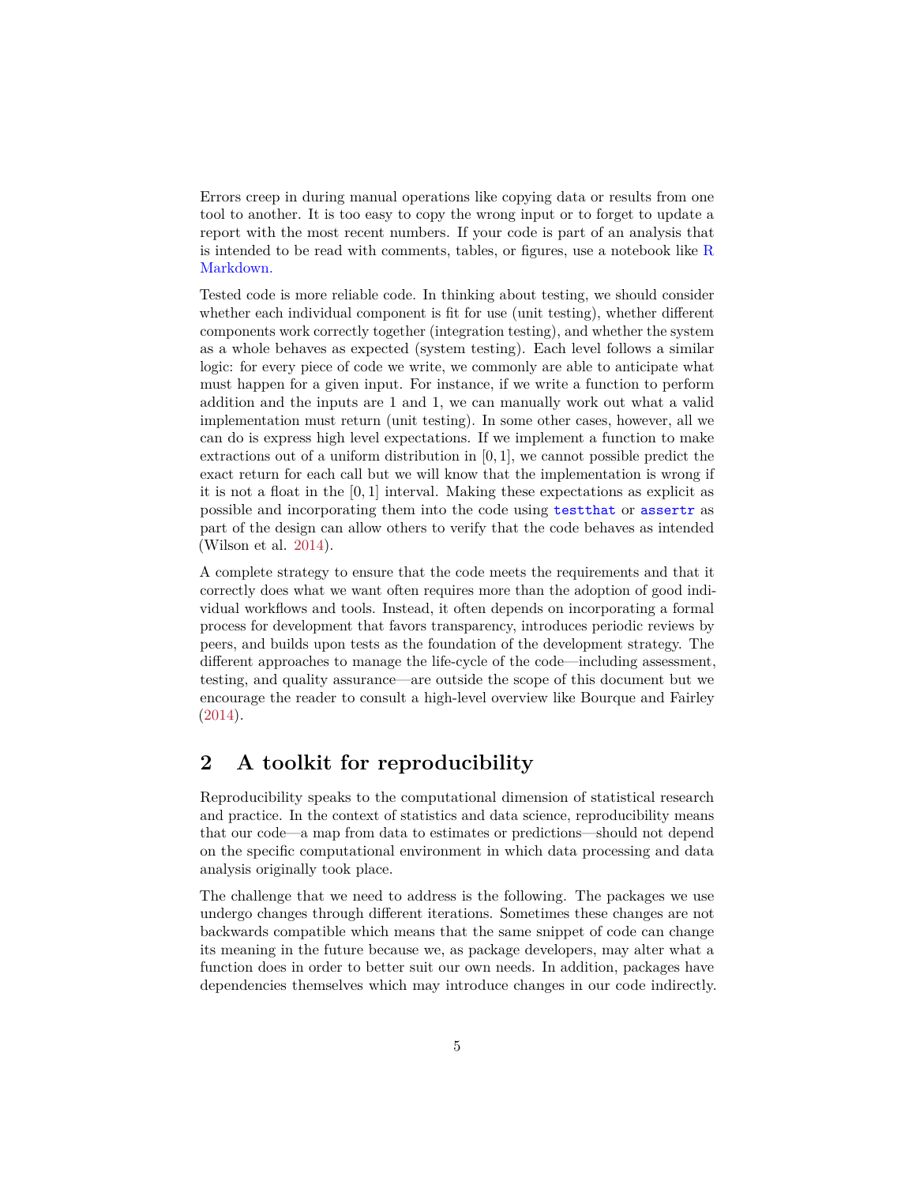Errors creep in during manual operations like copying data or results from one tool to another. It is too easy to copy the wrong input or to forget to update a report with the most recent numbers. If your code is part of an analysis that is intended to be read with comments, tables, or figures, use a notebook like R Markdown.

Tested code is more reliable code. In thinking about testing, we should consider whether each individual component is fit for use (unit testing), whether different components work correctly together (integration testing), and whether the system as a whole behaves as expected (system testing). Each level follows a similar logic: for every piece of code we write, we commonly are able to anticipate what must happen for a given input. For instance, if we write a function to perform addition and the inputs are 1 and 1, we can manually work out what a valid implementation must return (unit testing). In some other cases, however, all we can do is express high level expectations. If we implement a function to make extractions out of a uniform distribution in $[0, 1]$, we cannot possible predict the exact return for each call but we will know that the implementation is wrong if it is not a float in the $[0, 1]$ interval. Making these expectations as explicit as possible and incorporating them into the code using `testthat` or `assertr` as part of the design can allow others to verify that the code behaves as intended (Wilson et al. 2014).

A complete strategy to ensure that the code meets the requirements and that it correctly does what we want often requires more than the adoption of good individual workflows and tools. Instead, it often depends on incorporating a formal process for development that favors transparency, introduces periodic reviews by peers, and builds upon tests as the foundation of the development strategy. The different approaches to manage the life-cycle of the code—including assessment, testing, and quality assurance—are outside the scope of this document but we encourage the reader to consult a high-level overview like Bourque and Fairley (2014).

## 2 A toolkit for reproducibility

Reproducibility speaks to the computational dimension of statistical research and practice. In the context of statistics and data science, reproducibility means that our code—a map from data to estimates or predictions—should not depend on the specific computational environment in which data processing and data analysis originally took place.

The challenge that we need to address is the following. The packages we use undergo changes through different iterations. Sometimes these changes are not backwards compatible which means that the same snippet of code can change its meaning in the future because we, as package developers, may alter what a function does in order to better suit our own needs. In addition, packages have dependencies themselves which may introduce changes in our code indirectly.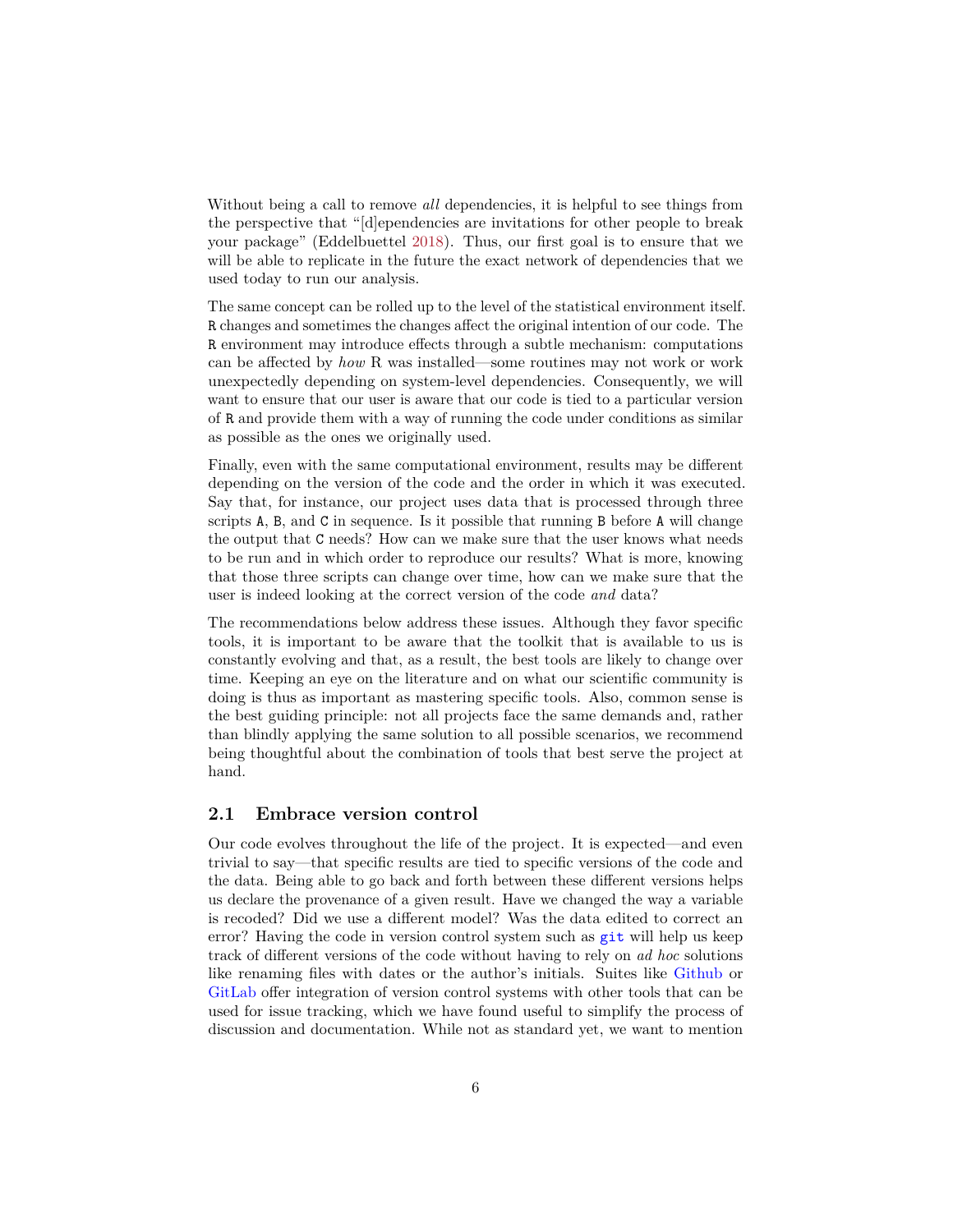Without being a call to remove *all* dependencies, it is helpful to see things from the perspective that "[d]ependencies are invitations for other people to break your package" (Eddelbuettel 2018). Thus, our first goal is to ensure that we will be able to replicate in the future the exact network of dependencies that we used today to run our analysis.

The same concept can be rolled up to the level of the statistical environment itself. `R` changes and sometimes the changes affect the original intention of our code. The `R` environment may introduce effects through a subtle mechanism: computations can be affected by *how* R was installed—some routines may not work or work unexpectedly depending on system-level dependencies. Consequently, we will want to ensure that our user is aware that our code is tied to a particular version of `R` and provide them with a way of running the code under conditions as similar as possible as the ones we originally used.

Finally, even with the same computational environment, results may be different depending on the version of the code and the order in which it was executed. Say that, for instance, our project uses data that is processed through three scripts `A`, `B`, and `C` in sequence. Is it possible that running `B` before `A` will change the output that `C` needs? How can we make sure that the user knows what needs to be run and in which order to reproduce our results? What is more, knowing that those three scripts can change over time, how can we make sure that the user is indeed looking at the correct version of the code *and* data?

The recommendations below address these issues. Although they favor specific tools, it is important to be aware that the toolkit that is available to us is constantly evolving and that, as a result, the best tools are likely to change over time. Keeping an eye on the literature and on what our scientific community is doing is thus as important as mastering specific tools. Also, common sense is the best guiding principle: not all projects face the same demands and, rather than blindly applying the same solution to all possible scenarios, we recommend being thoughtful about the combination of tools that best serve the project at hand.

## 2.1 Embrace version control

Our code evolves throughout the life of the project. It is expected—and even trivial to say—that specific results are tied to specific versions of the code and the data. Being able to go back and forth between these different versions helps us declare the provenance of a given result. Have we changed the way a variable is recoded? Did we use a different model? Was the data edited to correct an error? Having the code in version control system such as `git` will help us keep track of different versions of the code without having to rely on *ad hoc* solutions like renaming files with dates or the author's initials. Suites like Github or GitLab offer integration of version control systems with other tools that can be used for issue tracking, which we have found useful to simplify the process of discussion and documentation. While not as standard yet, we want to mention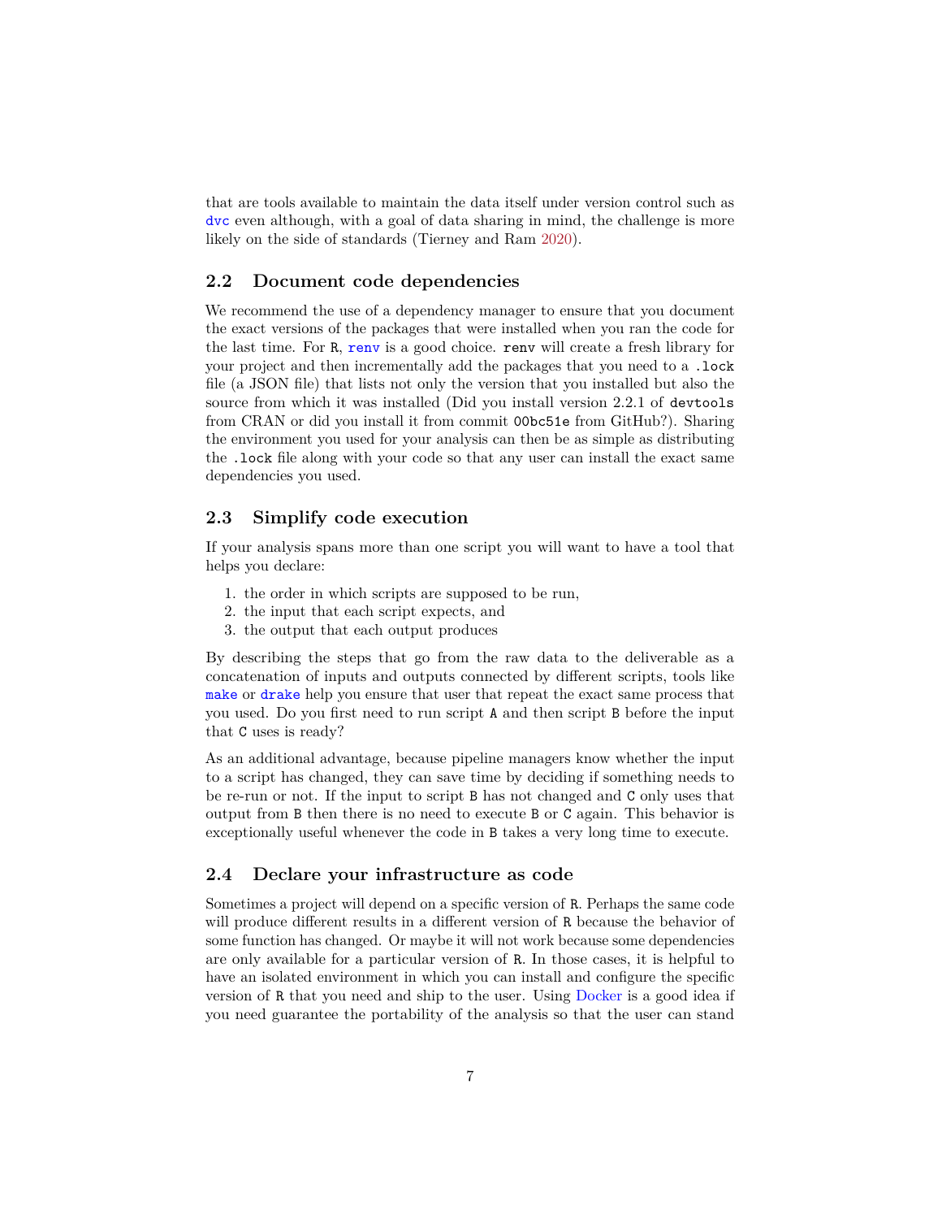that are tools available to maintain the data itself under version control such as `dvc` even although, with a goal of data sharing in mind, the challenge is more likely on the side of standards (Tierney and Ram 2020).

## 2.2 Document code dependencies

We recommend the use of a dependency manager to ensure that you document the exact versions of the packages that were installed when you ran the code for the last time. For `R`, `renv` is a good choice. `renv` will create a fresh library for your project and then incrementally add the packages that you need to a `.lock` file (a JSON file) that lists not only the version that you installed but also the source from which it was installed (Did you install version 2.2.1 of `devtools` from CRAN or did you install it from commit `00bc51e` from GitHub?). Sharing the environment you used for your analysis can then be as simple as distributing the `.lock` file along with your code so that any user can install the exact same dependencies you used.

## 2.3 Simplify code execution

If your analysis spans more than one script you will want to have a tool that helps you declare:

1. the order in which scripts are supposed to be run,
2. the input that each script expects, and
3. the output that each output produces

By describing the steps that go from the raw data to the deliverable as a concatenation of inputs and outputs connected by different scripts, tools like `make` or `drake` help you ensure that user that repeat the exact same process that you used. Do you first need to run script `A` and then script `B` before the input that `C` uses is ready?

As an additional advantage, because pipeline managers know whether the input to a script has changed, they can save time by deciding if something needs to be re-run or not. If the input to script `B` has not changed and `C` only uses that output from `B` then there is no need to execute `B` or `C` again. This behavior is exceptionally useful whenever the code in `B` takes a very long time to execute.

## 2.4 Declare your infrastructure as code

Sometimes a project will depend on a specific version of `R`. Perhaps the same code will produce different results in a different version of `R` because the behavior of some function has changed. Or maybe it will not work because some dependencies are only available for a particular version of `R`. In those cases, it is helpful to have an isolated environment in which you can install and configure the specific version of `R` that you need and ship to the user. Using Docker is a good idea if you need guarantee the portability of the analysis so that the user can stand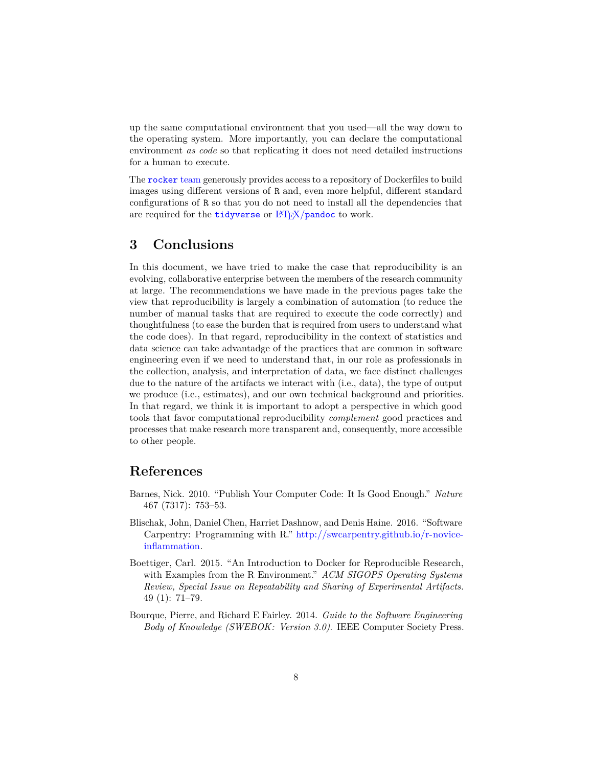up the same computational environment that you used—all the way down to the operating system. More importantly, you can declare the computational environment *as code* so that replicating it does not need detailed instructions for a human to execute.

The `rocker` team generously provides access to a repository of Dockerfiles to build images using different versions of `R` and, even more helpful, different standard configurations of `R` so that you do not need to install all the dependencies that are required for the `tidyverse` or LaTeX/`pandoc` to work.

# 3 Conclusions

In this document, we have tried to make the case that reproducibility is an evolving, collaborative enterprise between the members of the research community at large. The recommendations we have made in the previous pages take the view that reproducibility is largely a combination of automation (to reduce the number of manual tasks that are required to execute the code correctly) and thoughtfulness (to ease the burden that is required from users to understand what the code does). In that regard, reproducibility in the context of statistics and data science can take advantadge of the practices that are common in software engineering even if we need to understand that, in our role as professionals in the collection, analysis, and interpretation of data, we face distinct challenges due to the nature of the artifacts we interact with (i.e., data), the type of output we produce (i.e., estimates), and our own technical background and priorities. In that regard, we think it is important to adopt a perspective in which good tools that favor computational reproducibility *complement* good practices and processes that make research more transparent and, consequently, more accessible to other people.

# References

Barnes, Nick. 2010. "Publish Your Computer Code: It Is Good Enough." *Nature* 467 (7317): 753–53.

Blischak, John, Daniel Chen, Harriet Dashnow, and Denis Haine. 2016. "Software Carpentry: Programming with R." http://swcarpentry.github.io/r-novice-inflammation.

Boettiger, Carl. 2015. "An Introduction to Docker for Reproducible Research, with Examples from the R Environment." *ACM SIGOPS Operating Systems Review, Special Issue on Repeatability and Sharing of Experimental Artifacts.* 49 (1): 71–79.

Bourque, Pierre, and Richard E Fairley. 2014. *Guide to the Software Engineering Body of Knowledge (SWEBOK: Version 3.0).* IEEE Computer Society Press.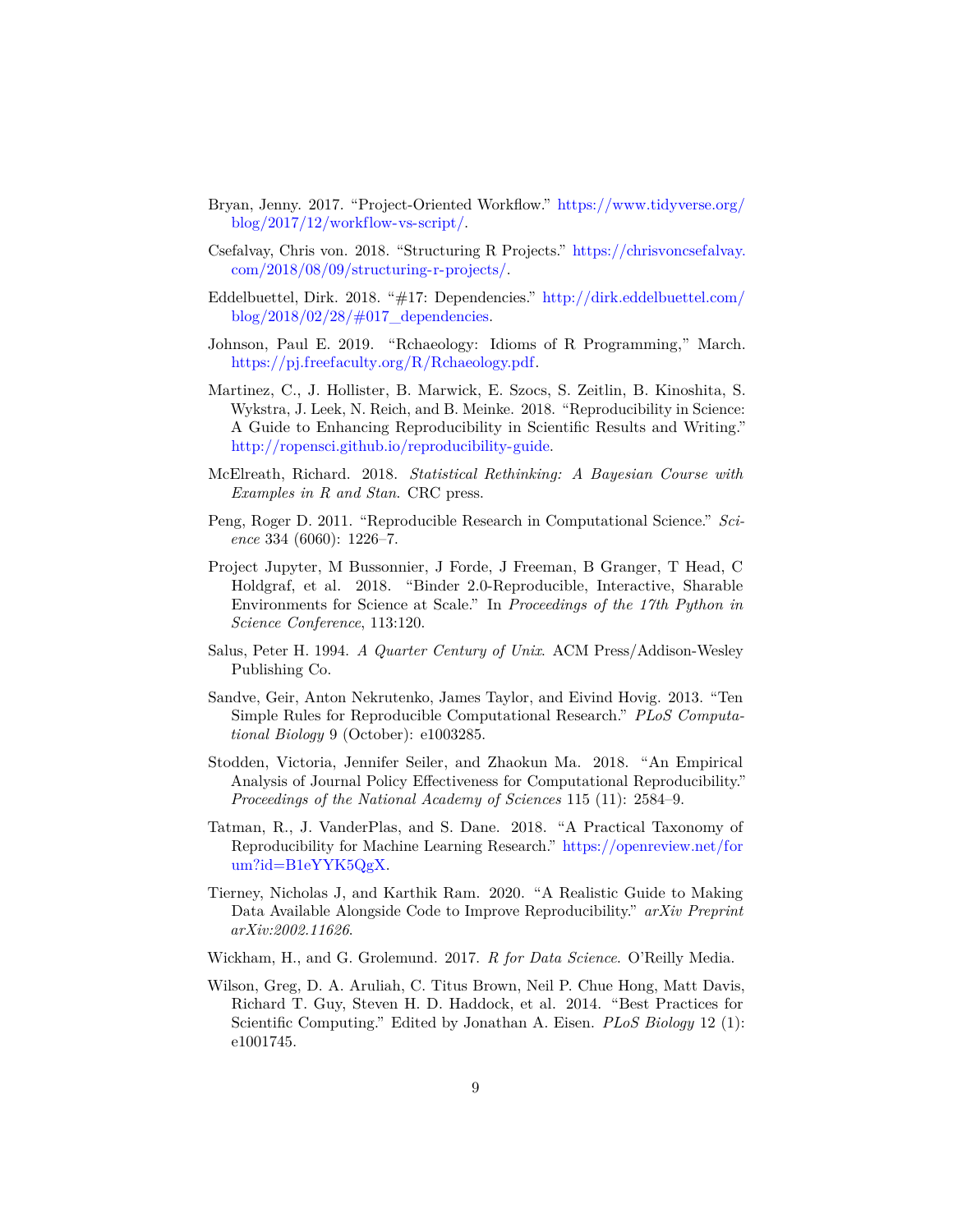Bryan, Jenny. 2017. "Project-Oriented Workflow." https://www.tidyverse.org/blog/2017/12/workflow-vs-script/.

Csefalvay, Chris von. 2018. "Structuring R Projects." https://chrisvoncsefalvay.com/2018/08/09/structuring-r-projects/.

Eddelbuettel, Dirk. 2018. "#17: Dependencies." http://dirk.eddelbuettel.com/blog/2018/02/28/#017_dependencies.

Johnson, Paul E. 2019. "Rchaeology: Idioms of R Programming," March. https://pj.freefaculty.org/R/Rchaeology.pdf.

Martinez, C., J. Hollister, B. Marwick, E. Szocs, S. Zeitlin, B. Kinoshita, S. Wykstra, J. Leek, N. Reich, and B. Meinke. 2018. "Reproducibility in Science: A Guide to Enhancing Reproducibility in Scientific Results and Writing." http://ropensci.github.io/reproducibility-guide.

McElreath, Richard. 2018. *Statistical Rethinking: A Bayesian Course with Examples in R and Stan*. CRC press.

Peng, Roger D. 2011. "Reproducible Research in Computational Science." *Science* 334 (6060): 1226–7.

Project Jupyter, M Bussonnier, J Forde, J Freeman, B Granger, T Head, C Holdgraf, et al. 2018. "Binder 2.0-Reproducible, Interactive, Sharable Environments for Science at Scale." In *Proceedings of the 17th Python in Science Conference*, 113:120.

Salus, Peter H. 1994. *A Quarter Century of Unix*. ACM Press/Addison-Wesley Publishing Co.

Sandve, Geir, Anton Nekrutenko, James Taylor, and Eivind Hovig. 2013. "Ten Simple Rules for Reproducible Computational Research." *PLoS Computational Biology* 9 (October): e1003285.

Stodden, Victoria, Jennifer Seiler, and Zhaokun Ma. 2018. "An Empirical Analysis of Journal Policy Effectiveness for Computational Reproducibility." *Proceedings of the National Academy of Sciences* 115 (11): 2584–9.

Tatman, R., J. VanderPlas, and S. Dane. 2018. "A Practical Taxonomy of Reproducibility for Machine Learning Research." https://openreview.net/forum?id=B1eYYK5QgX.

Tierney, Nicholas J, and Karthik Ram. 2020. "A Realistic Guide to Making Data Available Alongside Code to Improve Reproducibility." *arXiv Preprint arXiv:2002.11626*.

Wickham, H., and G. Grolemund. 2017. *R for Data Science*. O'Reilly Media.

Wilson, Greg, D. A. Aruliah, C. Titus Brown, Neil P. Chue Hong, Matt Davis, Richard T. Guy, Steven H. D. Haddock, et al. 2014. "Best Practices for Scientific Computing." Edited by Jonathan A. Eisen. *PLoS Biology* 12 (1): e1001745.